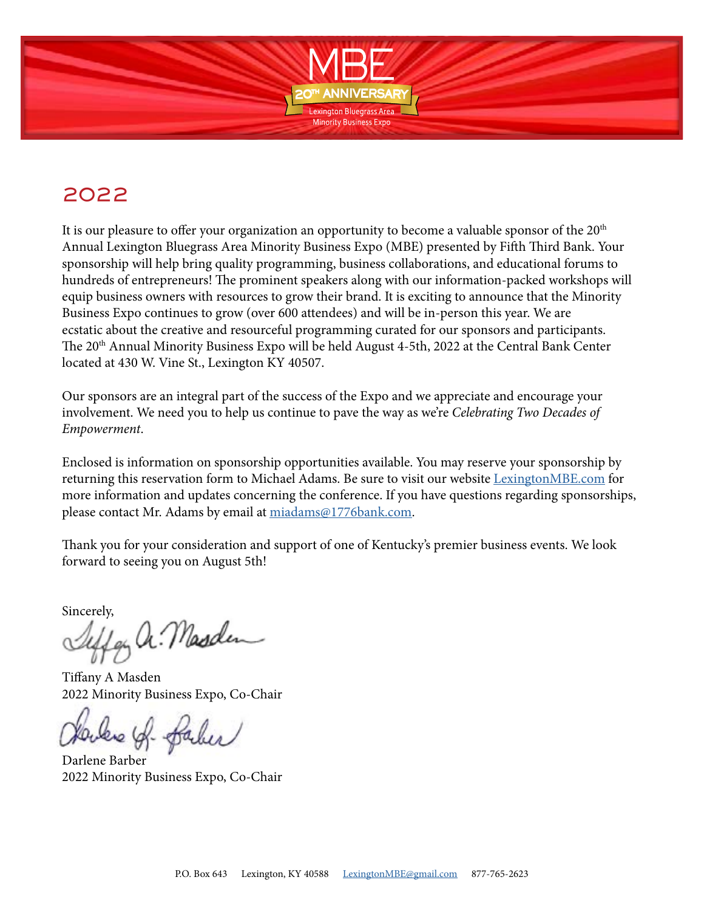MBE

20TH ANNIVERSARY

Lexington Bluegrass Area Minority Business Expo

## 2022

It is our pleasure to offer your organization an opportunity to become a valuable sponsor of the 20th Annual Lexington Bluegrass Area Minority Business Expo (MBE) presented by Fifth Third Bank. Your sponsorship will help bring quality programming, business collaborations, and educational forums to hundreds of entrepreneurs! The prominent speakers along with our information-packed workshops will equip business owners with resources to grow their brand. It is exciting to announce that the Minority Business Expo continues to grow (over 600 attendees) and will be in-person this year. We are ecstatic about the creative and resourceful programming curated for our sponsors and participants. The 20th Annual Minority Business Expo will be held August 4-5th, 2022 at the Central Bank Center located at 430 W. Vine St., Lexington KY 40507.

Our sponsors are an integral part of the success of the Expo and we appreciate and encourage your involvement. We need you to help us continue to pave the way as we're *Celebrating Two Decades of Empowerment*.

Enclosed is information on sponsorship opportunities available. You may reserve your sponsorship by returning this reservation form to Michael Adams. Be sure to visit our website [LexingtonMBE.com](http://LexingtonMBE.com) for more information and updates concerning the conference. If you have questions regarding sponsorships, please contact Mr. Adams by email at [miadams@1776bank.com](mailto:miadams@1776bank.com).

Thank you for your consideration and support of one of Kentucky's premier business events. We look forward to seeing you on August 5th!

Sincerely,

Tiffany A Masden
2022 Minority Business Expo, Co-Chair

Darlene Barber
2022 Minority Business Expo, Co-Chair

P.O. Box 643 Lexington, KY 40588 [LexingtonMBE@gmail.com](mailto:LexingtonMBE@gmail.com) 877-765-2623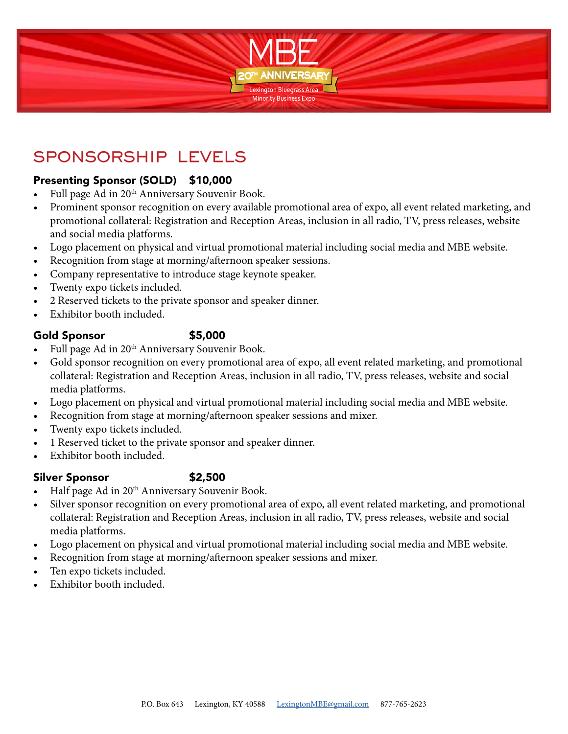## SPONSORSHIP LEVELS

### Presenting Sponsor (SOLD) $10,000

- Full page Ad in 20th Anniversary Souvenir Book.
- Prominent sponsor recognition on every available promotional area of expo, all event related marketing, and promotional collateral: Registration and Reception Areas, inclusion in all radio, TV, press releases, website and social media platforms.
- Logo placement on physical and virtual promotional material including social media and MBE website.
- Recognition from stage at morning/afternoon speaker sessions.
- Company representative to introduce stage keynote speaker.
- Twenty expo tickets included.
- 2 Reserved tickets to the private sponsor and speaker dinner.
- Exhibitor booth included.

### Gold Sponsor $5,000

- Full page Ad in 20th Anniversary Souvenir Book.
- Gold sponsor recognition on every promotional area of expo, all event related marketing, and promotional collateral: Registration and Reception Areas, inclusion in all radio, TV, press releases, website and social media platforms.
- Logo placement on physical and virtual promotional material including social media and MBE website.
- Recognition from stage at morning/afternoon speaker sessions and mixer.
- Twenty expo tickets included.
- 1 Reserved ticket to the private sponsor and speaker dinner.
- Exhibitor booth included.

### Silver Sponsor $2,500

- Half page Ad in 20th Anniversary Souvenir Book.
- Silver sponsor recognition on every promotional area of expo, all event related marketing, and promotional collateral: Registration and Reception Areas, inclusion in all radio, TV, press releases, website and social media platforms.
- Logo placement on physical and virtual promotional material including social media and MBE website.
- Recognition from stage at morning/afternoon speaker sessions and mixer.
- Ten expo tickets included.
- Exhibitor booth included.

P.O. Box 643 Lexington, KY 40588 LexingtonMBE@gmail.com 877-765-2623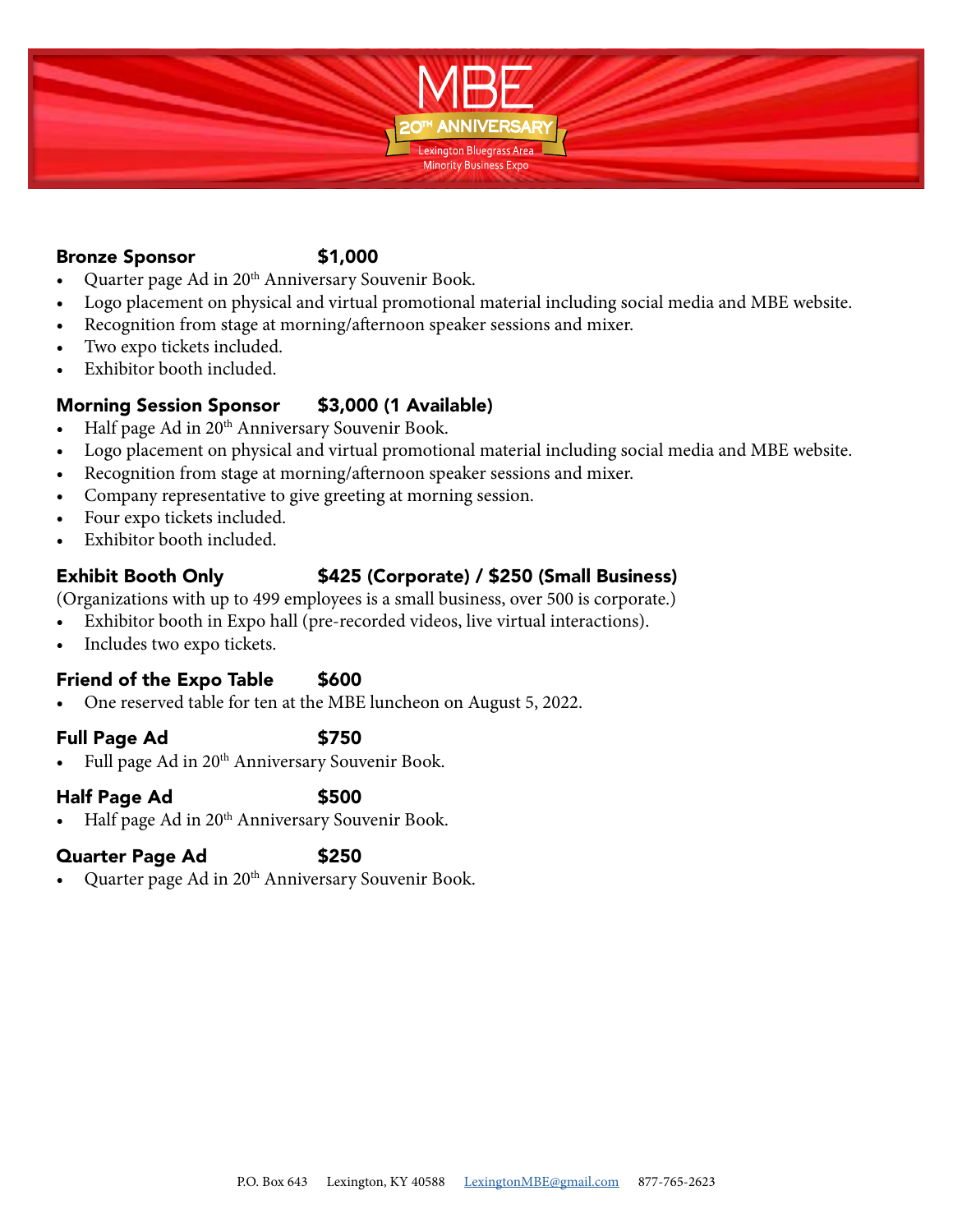MBE

20TH ANNIVERSARY

Lexington Bluegrass Area Minority Business Expo

### Bronze Sponsor $1,000

- Quarter page Ad in 20th Anniversary Souvenir Book.
- Logo placement on physical and virtual promotional material including social media and MBE website.
- Recognition from stage at morning/afternoon speaker sessions and mixer.
- Two expo tickets included.
- Exhibitor booth included.

### Morning Session Sponsor $3,000 (1 Available)

- Half page Ad in 20th Anniversary Souvenir Book.
- Logo placement on physical and virtual promotional material including social media and MBE website.
- Recognition from stage at morning/afternoon speaker sessions and mixer.
- Company representative to give greeting at morning session.
- Four expo tickets included.
- Exhibitor booth included.

### Exhibit Booth Only $425 (Corporate) / $250 (Small Business)

(Organizations with up to 499 employees is a small business, over 500 is corporate.)

- Exhibitor booth in Expo hall (pre-recorded videos, live virtual interactions).
- Includes two expo tickets.

### Friend of the Expo Table $600

- One reserved table for ten at the MBE luncheon on August 5, 2022.

### Full Page Ad $750

- Full page Ad in 20th Anniversary Souvenir Book.

### Half Page Ad $500

- Half page Ad in 20th Anniversary Souvenir Book.

### Quarter Page Ad $250

- Quarter page Ad in 20th Anniversary Souvenir Book.

P.O. Box 643 Lexington, KY 40588 LexingtonMBE@gmail.com 877-765-2623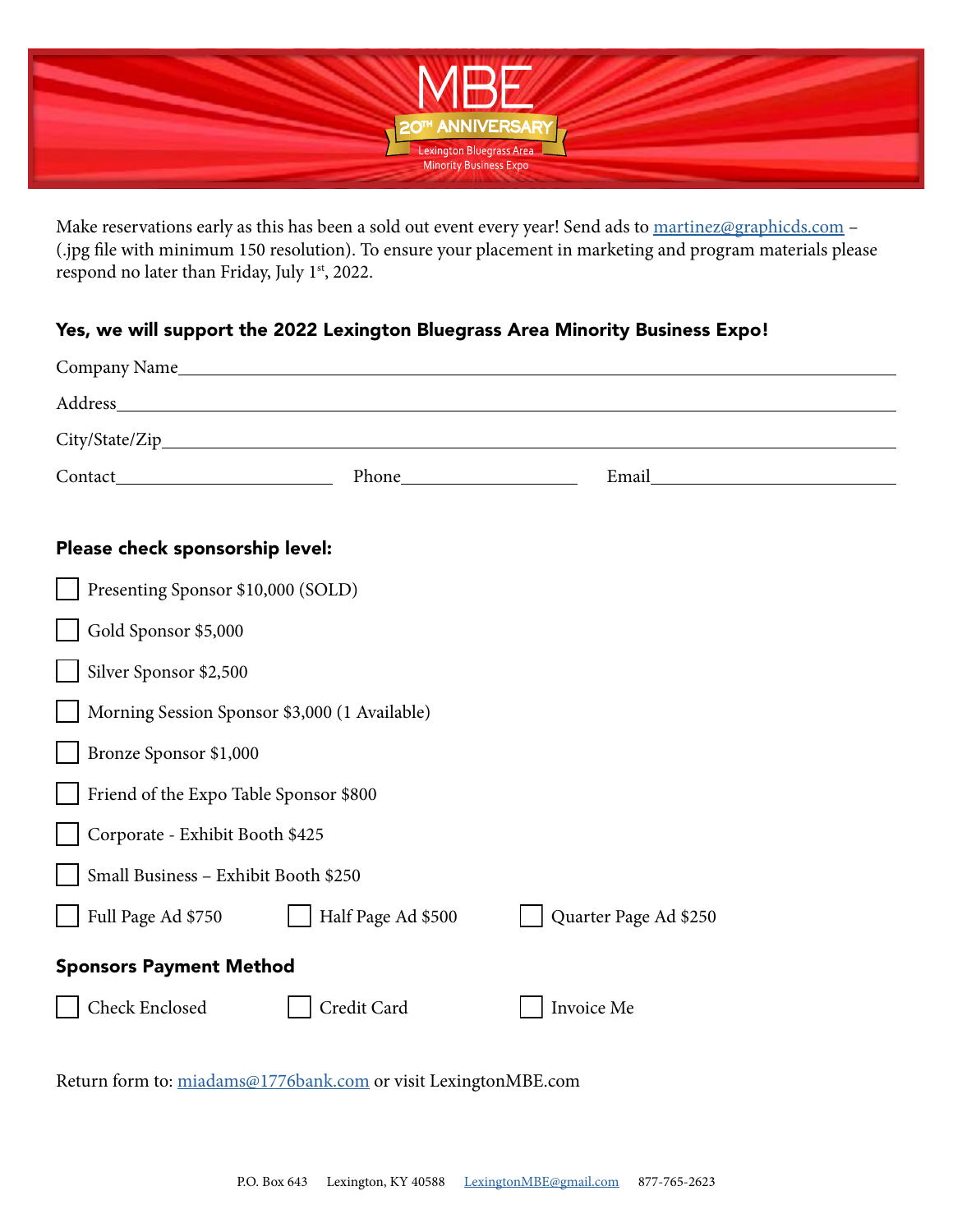MBE

20TH ANNIVERSARY

Lexington Bluegrass Area Minority Business Expo

Make reservations early as this has been a sold out event every year! Send ads to martinez@graphicds.com – (.jpg file with minimum 150 resolution). To ensure your placement in marketing and program materials please respond no later than Friday, July 1st, 2022.

## Yes, we will support the 2022 Lexington Bluegrass Area Minority Business Expo!

Company Name\_\_\_\_\_\_\_\_\_\_\_\_\_\_\_\_\_\_\_\_\_\_\_\_\_\_\_\_\_\_\_\_\_\_\_\_\_\_\_\_

Address\_\_\_\_\_\_\_\_\_\_\_\_\_\_\_\_\_\_\_\_\_\_\_\_\_\_\_\_\_\_\_\_\_\_\_\_\_\_\_\_

City/State/Zip\_\_\_\_\_\_\_\_\_\_\_\_\_\_\_\_\_\_\_\_\_\_\_\_\_\_\_\_\_\_\_\_\_\_\_\_\_\_\_\_

Contact\_\_\_\_\_\_\_\_\_\_\_\_\_\_\_\_ Phone\_\_\_\_\_\_\_\_\_\_\_\_\_\_\_\_ Email\_\_\_\_\_\_\_\_\_\_\_\_\_\_\_\_

## Please check sponsorship level:

- ☐ Presenting Sponsor $10,000 (SOLD)
- ☐ Gold Sponsor $5,000
- ☐ Silver Sponsor $2,500
- ☐ Morning Session Sponsor $3,000 (1 Available)
- ☐ Bronze Sponsor $1,000
- ☐ Friend of the Expo Table Sponsor $800
- ☐ Corporate - Exhibit Booth $425
- ☐ Small Business – Exhibit Booth $250
- ☐ Full Page Ad $750 ☐ Half Page Ad $500 ☐ Quarter Page Ad $250

## Sponsors Payment Method

☐ Check Enclosed ☐ Credit Card ☐ Invoice Me

Return form to: miadams@1776bank.com or visit LexingtonMBE.com

P.O. Box 643 Lexington, KY 40588 LexingtonMBE@gmail.com 877-765-2623